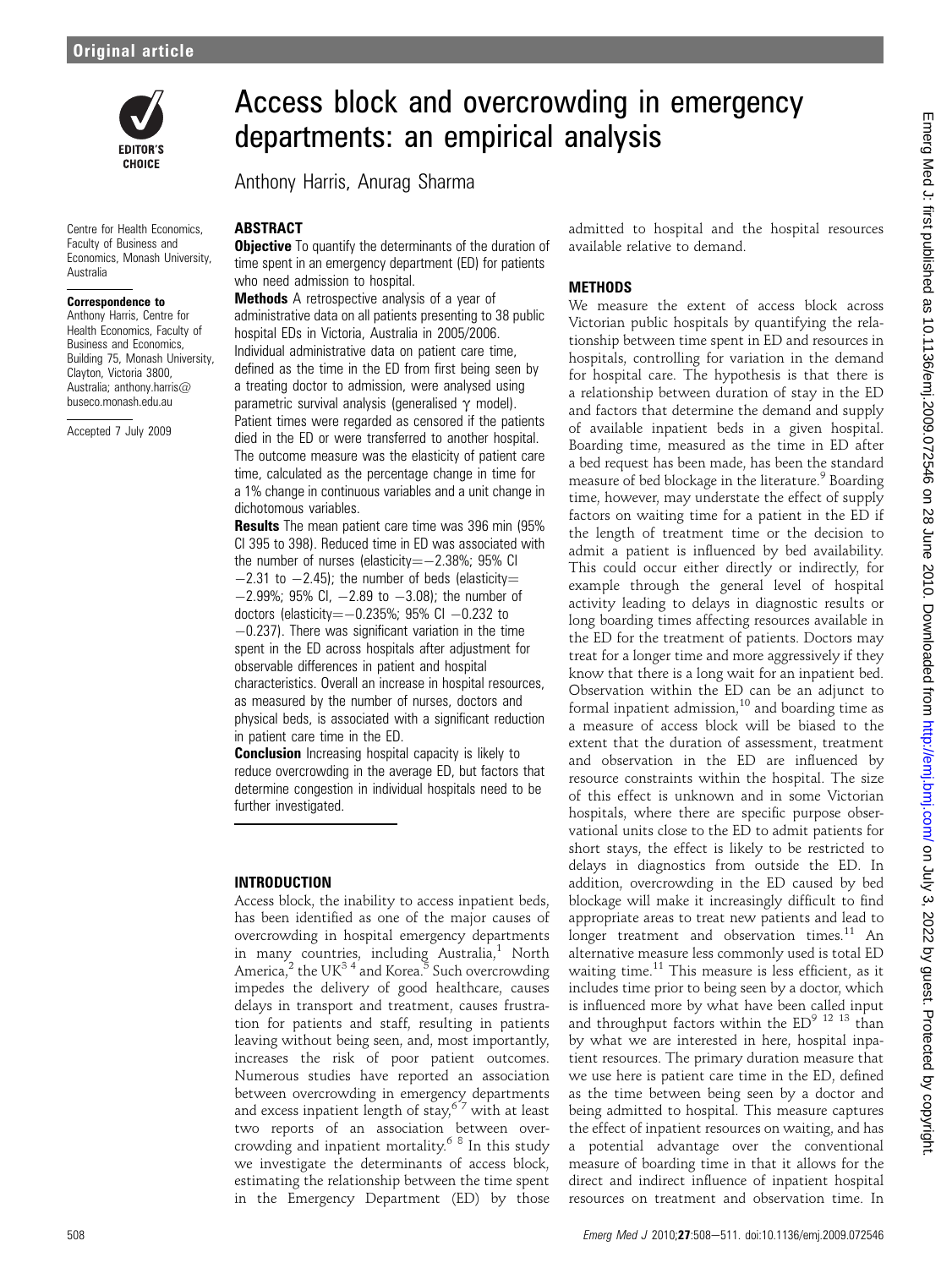# Access block and overcrowding in emergency departments: an empirical analysis

Anthony Harris, Anurag Sharma

Centre for Health Economics, Faculty of Business and Economics, Monash University, Australia

**Correspondence to**
Anthony Harris, Centre for Health Economics, Faculty of Business and Economics, Building 75, Monash University, Clayton, Victoria 3800, Australia; anthony.harris@buseco.monash.edu.au

Accepted 7 July 2009

## ABSTRACT

**Objective** To quantify the determinants of the duration of time spent in an emergency department (ED) for patients who need admission to hospital.

**Methods** A retrospective analysis of a year of administrative data on all patients presenting to 38 public hospital EDs in Victoria, Australia in 2005/2006. Individual administrative data on patient care time, defined as the time in the ED from first being seen by a treating doctor to admission, were analysed using parametric survival analysis (generalised $\gamma$ model). Patient times were regarded as censored if the patients died in the ED or were transferred to another hospital. The outcome measure was the elasticity of patient care time, calculated as the percentage change in time for a 1% change in continuous variables and a unit change in dichotomous variables.

**Results** The mean patient care time was 396 min (95% CI 395 to 398). Reduced time in ED was associated with the number of nurses (elasticity=−2.38%; 95% CI −2.31 to −2.45); the number of beds (elasticity=−2.99%; 95% CI, −2.89 to −3.08); the number of doctors (elasticity=−0.235%; 95% CI −0.232 to −0.237). There was significant variation in the time spent in the ED across hospitals after adjustment for observable differences in patient and hospital characteristics. Overall an increase in hospital resources, as measured by the number of nurses, doctors and physical beds, is associated with a significant reduction in patient care time in the ED.

**Conclusion** Increasing hospital capacity is likely to reduce overcrowding in the average ED, but factors that determine congestion in individual hospitals need to be further investigated.

## INTRODUCTION

Access block, the inability to access inpatient beds, has been identified as one of the major causes of overcrowding in hospital emergency departments in many countries, including Australia,[1] North America,[2] the UK[3 4] and Korea.[5] Such overcrowding impedes the delivery of good healthcare, causes delays in transport and treatment, causes frustration for patients and staff, resulting in patients leaving without being seen, and, most importantly, increases the risk of poor patient outcomes. Numerous studies have reported an association between overcrowding in emergency departments and excess inpatient length of stay,[6 7] with at least two reports of an association between overcrowding and inpatient mortality.[6 8] In this study we investigate the determinants of access block, estimating the relationship between the time spent in the Emergency Department (ED) by those admitted to hospital and the hospital resources available relative to demand.

## METHODS

We measure the extent of access block across Victorian public hospitals by quantifying the relationship between time spent in ED and resources in hospitals, controlling for variation in the demand for hospital care. The hypothesis is that there is a relationship between duration of stay in the ED and factors that determine the demand and supply of available inpatient beds in a given hospital. Boarding time, measured as the time in ED after a bed request has been made, has been the standard measure of bed blockage in the literature.[9] Boarding time, however, may understate the effect of supply factors on waiting time for a patient in the ED if the length of treatment time or the decision to admit a patient is influenced by bed availability. This could occur either directly or indirectly, for example through the general level of hospital activity leading to delays in diagnostic results or long boarding times affecting resources available in the ED for the treatment of patients. Doctors may treat for a longer time and more aggressively if they know that there is a long wait for an inpatient bed. Observation within the ED can be an adjunct to formal inpatient admission,[10] and boarding time as a measure of access block will be biased to the extent that the duration of assessment, treatment and observation in the ED are influenced by resource constraints within the hospital. The size of this effect is unknown and in some Victorian hospitals, where there are specific purpose observational units close to the ED to admit patients for short stays, the effect is likely to be restricted to delays in diagnostics from outside the ED. In addition, overcrowding in the ED caused by bed blockage will make it increasingly difficult to find appropriate areas to treat new patients and lead to longer treatment and observation times.[11] An alternative measure less commonly used is total ED waiting time.[11] This measure is less efficient, as it includes time prior to being seen by a doctor, which is influenced more by what have been called input and throughput factors within the ED[9 12 13] than by what we are interested in here, hospital inpatient resources. The primary duration measure that we use here is patient care time in the ED, defined as the time between being seen by a doctor and being admitted to hospital. This measure captures the effect of inpatient resources on waiting, and has a potential advantage over the conventional measure of boarding time in that it allows for the direct and indirect influence of inpatient hospital resources on treatment and observation time. In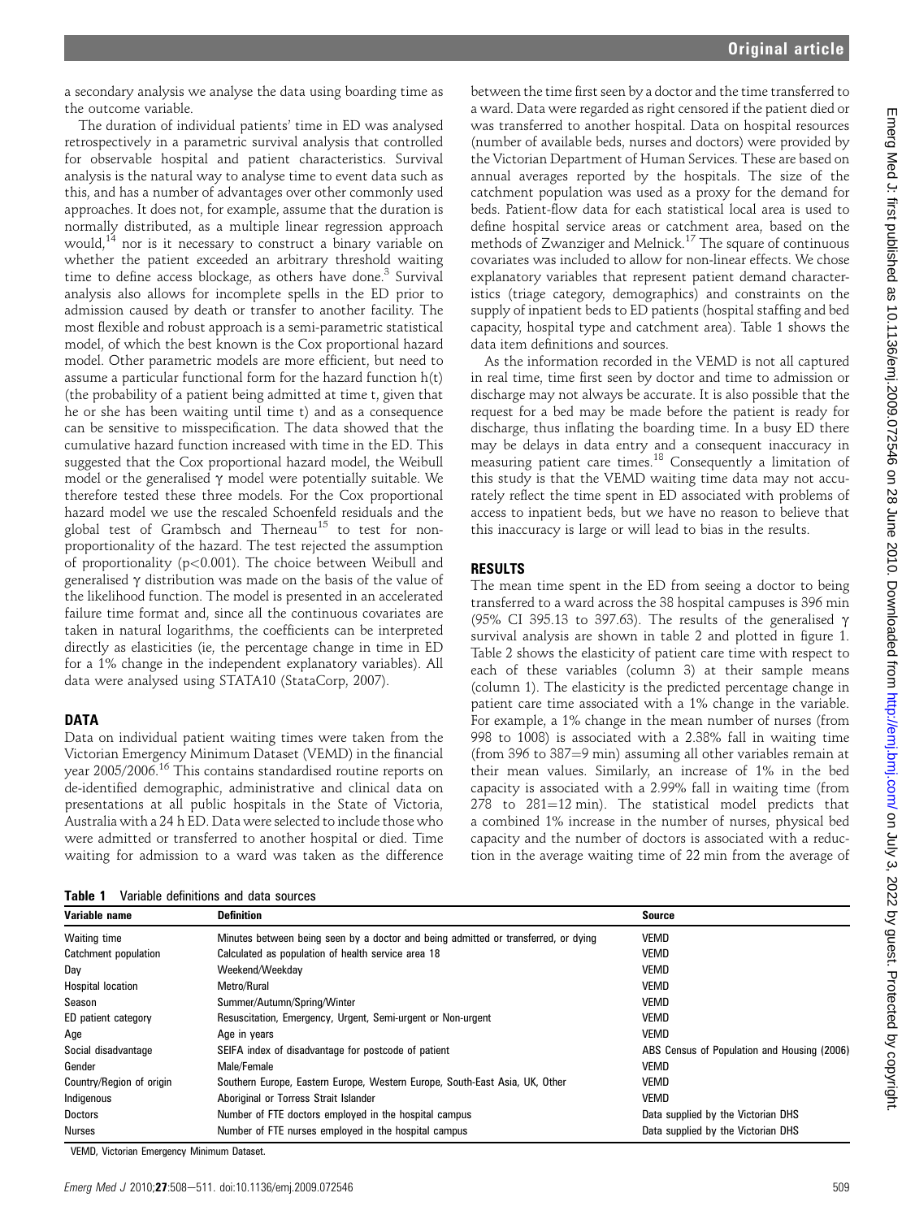a secondary analysis we analyse the data using boarding time as the outcome variable.

The duration of individual patients' time in ED was analysed retrospectively in a parametric survival analysis that controlled for observable hospital and patient characteristics. Survival analysis is the natural way to analyse time to event data such as this, and has a number of advantages over other commonly used approaches. It does not, for example, assume that the duration is normally distributed, as a multiple linear regression approach would,[14] nor is it necessary to construct a binary variable on whether the patient exceeded an arbitrary threshold waiting time to define access blockage, as others have done.[3] Survival analysis also allows for incomplete spells in the ED prior to admission caused by death or transfer to another facility. The most flexible and robust approach is a semi-parametric statistical model, of which the best known is the Cox proportional hazard model. Other parametric models are more efficient, but need to assume a particular functional form for the hazard function $h(t)$ (the probability of a patient being admitted at time t, given that he or she has been waiting until time t) and as a consequence can be sensitive to misspecification. The data showed that the cumulative hazard function increased with time in the ED. This suggested that the Cox proportional hazard model, the Weibull model or the generalised $\gamma$ model were potentially suitable. We therefore tested these three models. For the Cox proportional hazard model we use the rescaled Schoenfeld residuals and the global test of Grambsch and Therneau[15] to test for non-proportionality of the hazard. The test rejected the assumption of proportionality ($p<0.001$). The choice between Weibull and generalised $\gamma$ distribution was made on the basis of the value of the likelihood function. The model is presented in an accelerated failure time format and, since all the continuous covariates are taken in natural logarithms, the coefficients can be interpreted directly as elasticities (ie, the percentage change in time in ED for a 1% change in the independent explanatory variables). All data were analysed using STATA10 (StataCorp, 2007).

## DATA

Data on individual patient waiting times were taken from the Victorian Emergency Minimum Dataset (VEMD) in the financial year 2005/2006.[16] This contains standardised routine reports on de-identified demographic, administrative and clinical data on presentations at all public hospitals in the State of Victoria, Australia with a 24 h ED. Data were selected to include those who were admitted or transferred to another hospital or died. Time waiting for admission to a ward was taken as the difference between the time first seen by a doctor and the time transferred to a ward. Data were regarded as right censored if the patient died or was transferred to another hospital. Data on hospital resources (number of available beds, nurses and doctors) were provided by the Victorian Department of Human Services. These are based on annual averages reported by the hospitals. The size of the catchment population was used as a proxy for the demand for beds. Patient-flow data for each statistical local area is used to define hospital service areas or catchment area, based on the methods of Zwanziger and Melnick.[17] The square of continuous covariates was included to allow for non-linear effects. We chose explanatory variables that represent patient demand characteristics (triage category, demographics) and constraints on the supply of inpatient beds to ED patients (hospital staffing and bed capacity, hospital type and catchment area). Table 1 shows the data item definitions and sources.

As the information recorded in the VEMD is not all captured in real time, time first seen by doctor and time to admission or discharge may not always be accurate. It is also possible that the request for a bed may be made before the patient is ready for discharge, thus inflating the boarding time. In a busy ED there may be delays in data entry and a consequent inaccuracy in measuring patient care times.[18] Consequently a limitation of this study is that the VEMD waiting time data may not accurately reflect the time spent in ED associated with problems of access to inpatient beds, but we have no reason to believe that this inaccuracy is large or will lead to bias in the results.

## RESULTS

The mean time spent in the ED from seeing a doctor to being transferred to a ward across the 38 hospital campuses is 396 min (95% CI 395.13 to 397.63). The results of the generalised $\gamma$ survival analysis are shown in table 2 and plotted in figure 1. Table 2 shows the elasticity of patient care time with respect to each of these variables (column 3) at their sample means (column 1). The elasticity is the predicted percentage change in patient care time associated with a 1% change in the variable. For example, a 1% change in the mean number of nurses (from 998 to 1008) is associated with a 2.38% fall in waiting time (from 396 to 387=9 min) assuming all other variables remain at their mean values. Similarly, an increase of 1% in the bed capacity is associated with a 2.99% fall in waiting time (from 278 to 281=12 min). The statistical model predicts that a combined 1% increase in the number of nurses, physical bed capacity and the number of doctors is associated with a reduction in the average waiting time of 22 min from the average of

**Table 1** Variable definitions and data sources

| Variable name | Definition | Source |
|---|---|---|
| Waiting time | Minutes between being seen by a doctor and being admitted or transferred, or dying | VEMD |
| Catchment population | Calculated as population of health service area 18 | VEMD |
| Day | Weekend/Weekday | VEMD |
| Hospital location | Metro/Rural | VEMD |
| Season | Summer/Autumn/Spring/Winter | VEMD |
| ED patient category | Resuscitation, Emergency, Urgent, Semi-urgent or Non-urgent | VEMD |
| Age | Age in years | VEMD |
| Social disadvantage | SEIFA index of disadvantage for postcode of patient | ABS Census of Population and Housing (2006) |
| Gender | Male/Female | VEMD |
| Country/Region of origin | Southern Europe, Eastern Europe, Western Europe, South-East Asia, UK, Other | VEMD |
| Indigenous | Aboriginal or Torress Strait Islander | VEMD |
| Doctors | Number of FTE doctors employed in the hospital campus | Data supplied by the Victorian DHS |
| Nurses | Number of FTE nurses employed in the hospital campus | Data supplied by the Victorian DHS |

VEMD, Victorian Emergency Minimum Dataset.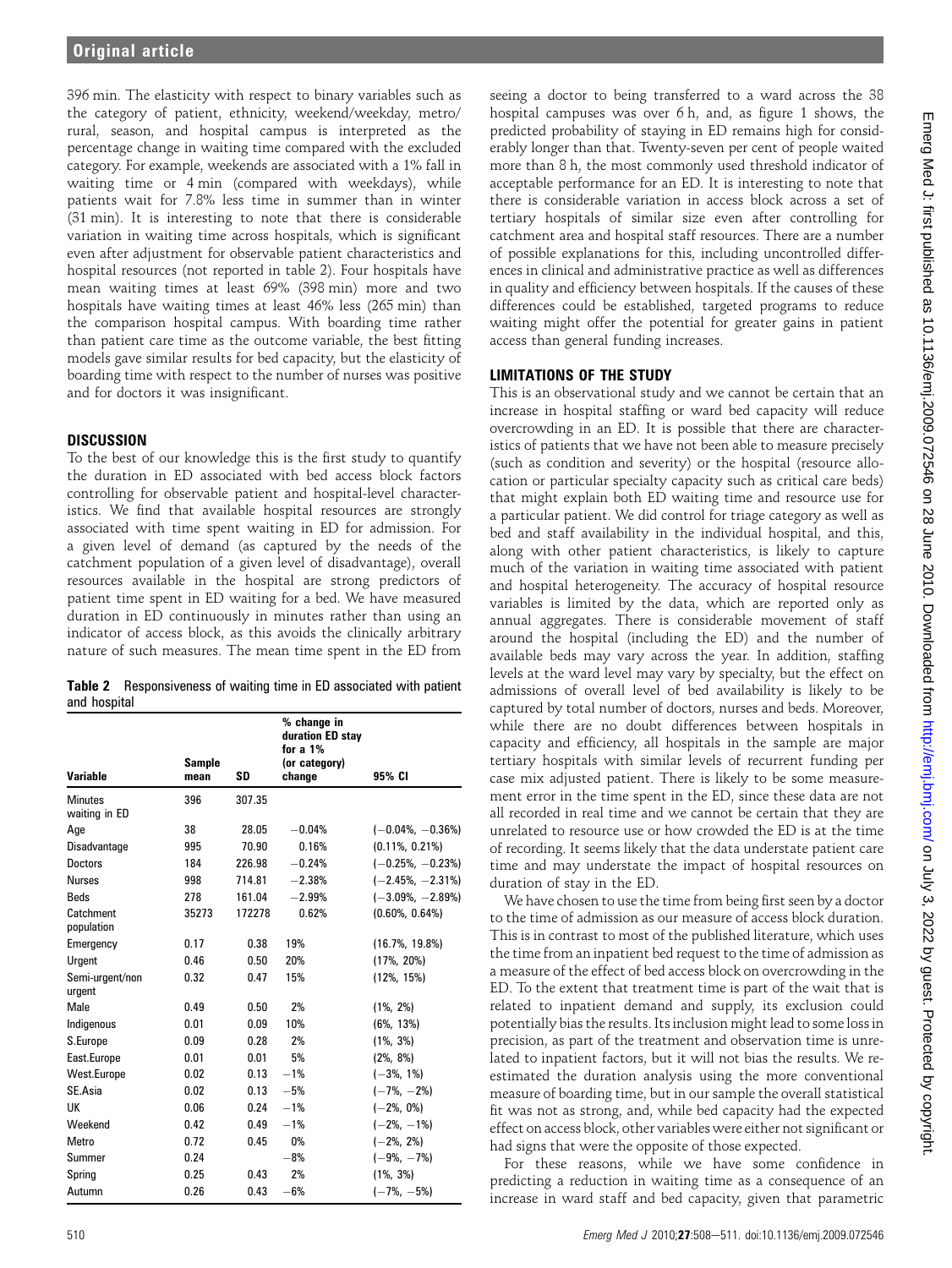396 min. The elasticity with respect to binary variables such as the category of patient, ethnicity, weekend/weekday, metro/rural, season, and hospital campus is interpreted as the percentage change in waiting time compared with the excluded category. For example, weekends are associated with a 1% fall in waiting time or 4 min (compared with weekdays), while patients wait for 7.8% less time in summer than in winter (31 min). It is interesting to note that there is considerable variation in waiting time across hospitals, which is significant even after adjustment for observable patient characteristics and hospital resources (not reported in table 2). Four hospitals have mean waiting times at least 69% (398 min) more and two hospitals have waiting times at least 46% less (265 min) than the comparison hospital campus. With boarding time rather than patient care time as the outcome variable, the best fitting models gave similar results for bed capacity, but the elasticity of boarding time with respect to the number of nurses was positive and for doctors it was insignificant.

## DISCUSSION

To the best of our knowledge this is the first study to quantify the duration in ED associated with bed access block factors controlling for observable patient and hospital-level characteristics. We find that available hospital resources are strongly associated with time spent waiting in ED for admission. For a given level of demand (as captured by the needs of the catchment population of a given level of disadvantage), overall resources available in the hospital are strong predictors of patient time spent in ED waiting for a bed. We have measured duration in ED continuously in minutes rather than using an indicator of access block, as this avoids the clinically arbitrary nature of such measures. The mean time spent in the ED from seeing a doctor to being transferred to a ward across the 38 hospital campuses was over 6 h, and, as figure 1 shows, the predicted probability of staying in ED remains high for considerably longer than that. Twenty-seven per cent of people waited more than 8 h, the most commonly used threshold indicator of acceptable performance for an ED. It is interesting to note that there is considerable variation in access block across a set of tertiary hospitals of similar size even after controlling for catchment area and hospital staff resources. There are a number of possible explanations for this, including uncontrolled differences in clinical and administrative practice as well as differences in quality and efficiency between hospitals. If the causes of these differences could be established, targeted programs to reduce waiting might offer the potential for greater gains in patient access than general funding increases.

**Table 2** Responsiveness of waiting time in ED associated with patient and hospital

| Variable | Sample mean | SD | % change in duration ED stay for a 1% (or category) change | 95% CI |
|---|---|---|---|---|
| Minutes waiting in ED | 396 | 307.35 | | |
| Age | 38 | 28.05 | −0.04% | (−0.04%, −0.36%) |
| Disadvantage | 995 | 70.90 | 0.16% | (0.11%, 0.21%) |
| Doctors | 184 | 226.98 | −0.24% | (−0.25%, −0.23%) |
| Nurses | 998 | 714.81 | −2.38% | (−2.45%, −2.31%) |
| Beds | 278 | 161.04 | −2.99% | (−3.09%, −2.89%) |
| Catchment population | 35273 | 172278 | 0.62% | (0.60%, 0.64%) |
| Emergency | 0.17 | 0.38 | 19% | (16.7%, 19.8%) |
| Urgent | 0.46 | 0.50 | 20% | (17%, 20%) |
| Semi-urgent/non urgent | 0.32 | 0.47 | 15% | (12%, 15%) |
| Male | 0.49 | 0.50 | 2% | (1%, 2%) |
| Indigenous | 0.01 | 0.09 | 10% | (6%, 13%) |
| S.Europe | 0.09 | 0.28 | 2% | (1%, 3%) |
| East.Europe | 0.01 | 0.01 | 5% | (2%, 8%) |
| West.Europe | 0.02 | 0.13 | −1% | (−3%, 1%) |
| SE.Asia | 0.02 | 0.13 | −5% | (−7%, −2%) |
| UK | 0.06 | 0.24 | −1% | (−2%, 0%) |
| Weekend | 0.42 | 0.49 | −1% | (−2%, −1%) |
| Metro | 0.72 | 0.45 | 0% | (−2%, 2%) |
| Summer | 0.24 | | −8% | (−9%, −7%) |
| Spring | 0.25 | 0.43 | 2% | (1%, 3%) |
| Autumn | 0.26 | 0.43 | −6% | (−7%, −5%) |

## LIMITATIONS OF THE STUDY

This is an observational study and we cannot be certain that an increase in hospital staffing or ward bed capacity will reduce overcrowding in an ED. It is possible that there are characteristics of patients that we have not been able to measure precisely (such as condition and severity) or the hospital (resource allocation or particular specialty capacity such as critical care beds) that might explain both ED waiting time and resource use for a particular patient. We did control for triage category as well as bed and staff availability in the individual hospital, and this, along with other patient characteristics, is likely to capture much of the variation in waiting time associated with patient and hospital heterogeneity. The accuracy of hospital resource variables is limited by the data, which are reported only as annual aggregates. There is considerable movement of staff around the hospital (including the ED) and the number of available beds may vary across the year. In addition, staffing levels at the ward level may vary by specialty, but the effect on admissions of overall level of bed availability is likely to be captured by total number of doctors, nurses and beds. Moreover, while there are no doubt differences between hospitals in capacity and efficiency, all hospitals in the sample are major tertiary hospitals with similar levels of recurrent funding per case mix adjusted patient. There is likely to be some measurement error in the time spent in the ED, since these data are not all recorded in real time and we cannot be certain that they are unrelated to resource use or how crowded the ED is at the time of recording. It seems likely that the data understate patient care time and may understate the impact of hospital resources on duration of stay in the ED.

We have chosen to use the time from being first seen by a doctor to the time of admission as our measure of access block duration. This is in contrast to most of the published literature, which uses the time from an inpatient bed request to the time of admission as a measure of the effect of bed access block on overcrowding in the ED. To the extent that treatment time is part of the wait that is related to inpatient demand and supply, its exclusion could potentially bias the results. Its inclusion might lead to some loss in precision, as part of the treatment and observation time is unrelated to inpatient factors, but it will not bias the results. We re-estimated the duration analysis using the more conventional measure of boarding time, but in our sample the overall statistical fit was not as strong, and, while bed capacity had the expected effect on access block, other variables were either not significant or had signs that were the opposite of those expected.

For these reasons, while we have some confidence in predicting a reduction in waiting time as a consequence of an increase in ward staff and bed capacity, given that parametric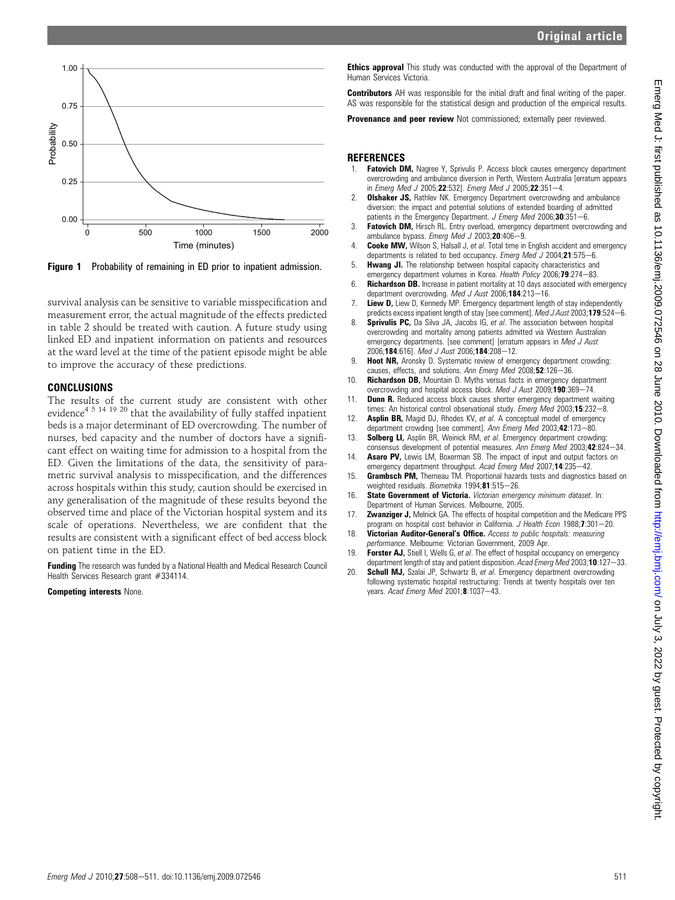1.00

0.75

0.50

0.25

0.00

Probability

0 500 1000 1500 2000

Time (minutes)

**Figure 1** Probability of remaining in ED prior to inpatient admission.

survival analysis can be sensitive to variable misspecification and measurement error, the actual magnitude of the effects predicted in table 2 should be treated with caution. A future study using linked ED and inpatient information on patients and resources at the ward level at the time of the patient episode might be able to improve the accuracy of these predictions.

## CONCLUSIONS

The results of the current study are consistent with other evidence[4 5 14 19 20] that the availability of fully staffed inpatient beds is a major determinant of ED overcrowding. The number of nurses, bed capacity and the number of doctors have a significant effect on waiting time for admission to a hospital from the ED. Given the limitations of the data, the sensitivity of parametric survival analysis to misspecification, and the differences across hospitals within this study, caution should be exercised in any generalisation of the magnitude of these results beyond the observed time and place of the Victorian hospital system and its scale of operations. Nevertheless, we are confident that the results are consistent with a significant effect of bed access block on patient time in the ED.

**Funding** The research was funded by a National Health and Medical Research Council Health Services Research grant #334114.

**Competing interests** None.

**Ethics approval** This study was conducted with the approval of the Department of Human Services Victoria.

**Contributors** AH was responsible for the initial draft and final writing of the paper. AS was responsible for the statistical design and production of the empirical results.

**Provenance and peer review** Not commissioned; externally peer reviewed.

## REFERENCES

1. **Fatovich DM,** Nagree Y, Sprivulis P. Access block causes emergency department overcrowding and ambulance diversion in Perth, Western Australia [erratum appears in *Emerg Med J* 2005;**22**:532]. *Emerg Med J* 2005;**22**:351–4.
2. **Olshaker JS,** Rathlev NK. Emergency Department overcrowding and ambulance diversion: the impact and potential solutions of extended boarding of admitted patients in the Emergency Department. *J Emerg Med* 2006;**30**:351–6.
3. **Fatovich DM,** Hirsch RL. Entry overload, emergency department overcrowding and ambulance bypass. *Emerg Med J* 2003;**20**:406–9.
4. **Cooke MW,** Wilson S, Halsall J, *et al*. Total time in English accident and emergency departments is related to bed occupancy. *Emerg Med J* 2004;**21**:575–6.
5. **Hwang JI.** The relationship between hospital capacity characteristics and emergency department volumes in Korea. *Health Policy* 2006;**79**:274–83.
6. **Richardson DB.** Increase in patient mortality at 10 days associated with emergency department overcrowding. *Med J Aust* 2006;**184**:213–16.
7. **Liew D,** Liew D, Kennedy MP. Emergency department length of stay independently predicts excess inpatient length of stay [see comment]. *Med J Aust* 2003;**179**:524–6.
8. **Sprivulis PC,** Da Silva JA, Jacobs IG, *et al*. The association between hospital overcrowding and mortality among patients admitted via Western Australian emergency departments. [see comment] [erratum appears in *Med J Aust* 2006;**184**:616]. *Med J Aust* 2006;**184**:208–12.
9. **Hoot NR,** Aronsky D. Systematic review of emergency department crowding: causes, effects, and solutions. *Ann Emerg Med* 2008;**52**:126–36.
10. **Richardson DB,** Mountain D. Myths versus facts in emergency department overcrowding and hospital access block. *Med J Aust* 2009;**190**:369–74.
11. **Dunn R.** Reduced access block causes shorter emergency department waiting times: An historical control observational study. *Emerg Med* 2003;**15**:232–8.
12. **Asplin BR,** Magid DJ, Rhodes KV, *et al*. A conceptual model of emergency department crowding [see comment]. *Ann Emerg Med* 2003;**42**:173–80.
13. **Solberg LI,** Asplin BR, Weinick RM, *et al*. Emergency department crowding: consensus development of potential measures. *Ann Emerg Med* 2003;**42**:824–34.
14. **Asaro PV,** Lewis LM, Boxerman SB. The impact of input and output factors on emergency department throughput. *Acad Emerg Med* 2007;**14**:235–42.
15. **Grambsch PM,** Therneau TM. Proportional hazards tests and diagnostics based on weighted residuals. *Biometrika* 1994;**81**:515–26.
16. **State Government of Victoria.** *Victorian emergency minimum dataset*. In: Department of Human Services. Melbourne, 2005.
17. **Zwanziger J,** Melnick GA. The effects of hospital competition and the Medicare PPS program on hospital cost behavior in California. *J Health Econ* 1988;**7**:301–20.
18. **Victorian Auditor-General's Office.** *Access to public hospitals: measuring performance*. Melbourne: Victorian Government, 2009 Apr.
19. **Forster AJ,** Stiell I, Wells G, *et al*. The effect of hospital occupancy on emergency department length of stay and patient disposition. *Acad Emerg Med* 2003;**10**:127–33.
20. **Schull MJ,** Szalai JP, Schwartz B, *et al*. Emergency department overcrowding following systematic hospital restructuring: Trends at twenty hospitals over ten years. *Acad Emerg Med* 2001;**8**:1037–43.